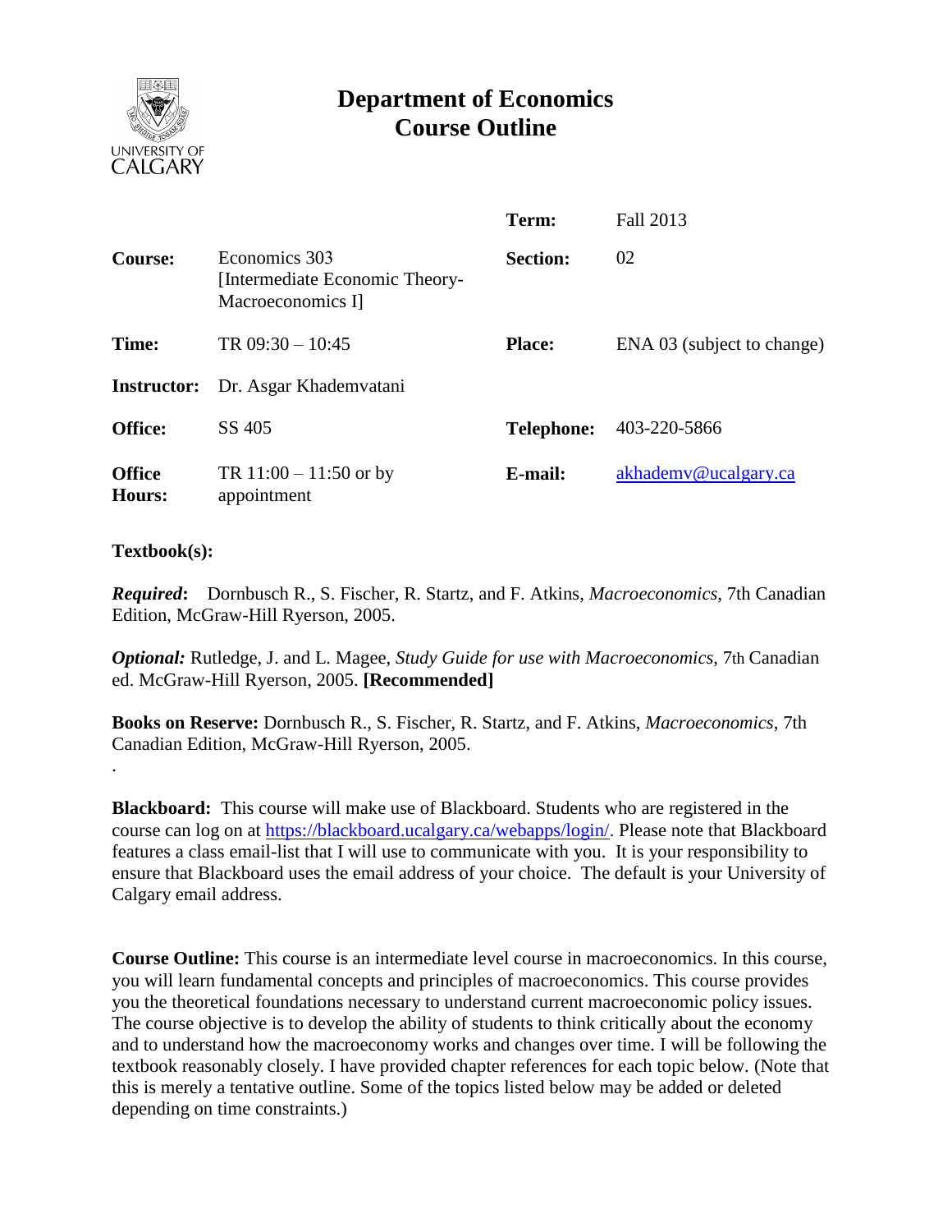# Department of Economics
# Course Outline

| | | | |
|---|---|---|---|
| | | **Term:** | Fall 2013 |
| **Course:** | Economics 303 [Intermediate Economic Theory-Macroeconomics I] | **Section:** | 02 |
| **Time:** | TR 09:30 – 10:45 | **Place:** | ENA 03 (subject to change) |
| **Instructor:** | Dr. Asgar Khademvatani | | |
| **Office:** | SS 405 | **Telephone:** | 403-220-5866 |
| **Office Hours:** | TR 11:00 – 11:50 or by appointment | **E-mail:** | akhademv@ucalgary.ca |

**Textbook(s):**

***Required*:** Dornbusch R., S. Fischer, R. Startz, and F. Atkins, *Macroeconomics*, 7th Canadian Edition, McGraw-Hill Ryerson, 2005.

***Optional:*** Rutledge, J. and L. Magee, *Study Guide for use with Macroeconomics*, 7th Canadian ed. McGraw-Hill Ryerson, 2005. **[Recommended]**

**Books on Reserve:** Dornbusch R., S. Fischer, R. Startz, and F. Atkins, *Macroeconomics*, 7th Canadian Edition, McGraw-Hill Ryerson, 2005.

.

**Blackboard:** This course will make use of Blackboard. Students who are registered in the course can log on at https://blackboard.ucalgary.ca/webapps/login/. Please note that Blackboard features a class email-list that I will use to communicate with you. It is your responsibility to ensure that Blackboard uses the email address of your choice. The default is your University of Calgary email address.

**Course Outline:** This course is an intermediate level course in macroeconomics. In this course, you will learn fundamental concepts and principles of macroeconomics. This course provides you the theoretical foundations necessary to understand current macroeconomic policy issues. The course objective is to develop the ability of students to think critically about the economy and to understand how the macroeconomy works and changes over time. I will be following the textbook reasonably closely. I have provided chapter references for each topic below. (Note that this is merely a tentative outline. Some of the topics listed below may be added or deleted depending on time constraints.)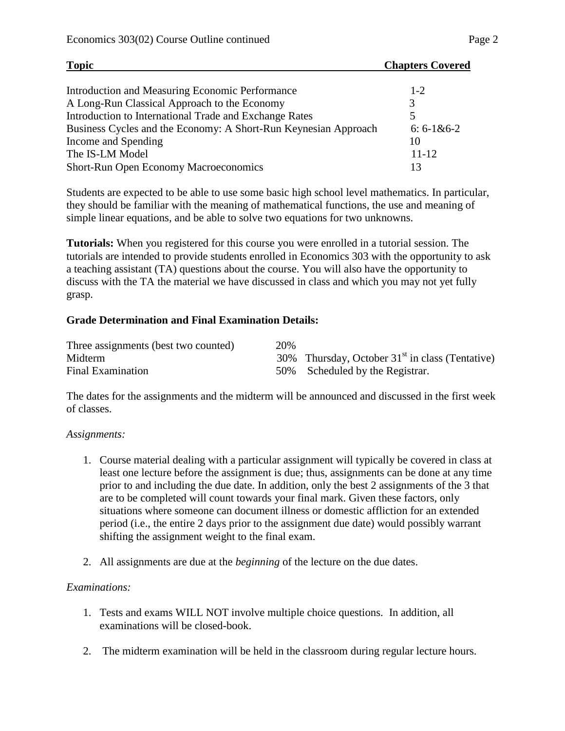| Topic | Chapters Covered |
|---|---|
| Introduction and Measuring Economic Performance | 1-2 |
| A Long-Run Classical Approach to the Economy | 3 |
| Introduction to International Trade and Exchange Rates | 5 |
| Business Cycles and the Economy: A Short-Run Keynesian Approach | 6: 6-1&6-2 |
| Income and Spending | 10 |
| The IS-LM Model | 11-12 |
| Short-Run Open Economy Macroeconomics | 13 |

Students are expected to be able to use some basic high school level mathematics. In particular, they should be familiar with the meaning of mathematical functions, the use and meaning of simple linear equations, and be able to solve two equations for two unknowns.

**Tutorials:** When you registered for this course you were enrolled in a tutorial session. The tutorials are intended to provide students enrolled in Economics 303 with the opportunity to ask a teaching assistant (TA) questions about the course. You will also have the opportunity to discuss with the TA the material we have discussed in class and which you may not yet fully grasp.

**Grade Determination and Final Examination Details:**

| | | |
|---|---|---|
| Three assignments (best two counted) | 20% | |
| Midterm | 30% | Thursday, October 31st in class (Tentative) |
| Final Examination | 50% | Scheduled by the Registrar. |

The dates for the assignments and the midterm will be announced and discussed in the first week of classes.

*Assignments:*

1. Course material dealing with a particular assignment will typically be covered in class at least one lecture before the assignment is due; thus, assignments can be done at any time prior to and including the due date. In addition, only the best 2 assignments of the 3 that are to be completed will count towards your final mark. Given these factors, only situations where someone can document illness or domestic affliction for an extended period (i.e., the entire 2 days prior to the assignment due date) would possibly warrant shifting the assignment weight to the final exam.

2. All assignments are due at the *beginning* of the lecture on the due dates.

*Examinations:*

1. Tests and exams WILL NOT involve multiple choice questions. In addition, all examinations will be closed-book.

2. The midterm examination will be held in the classroom during regular lecture hours.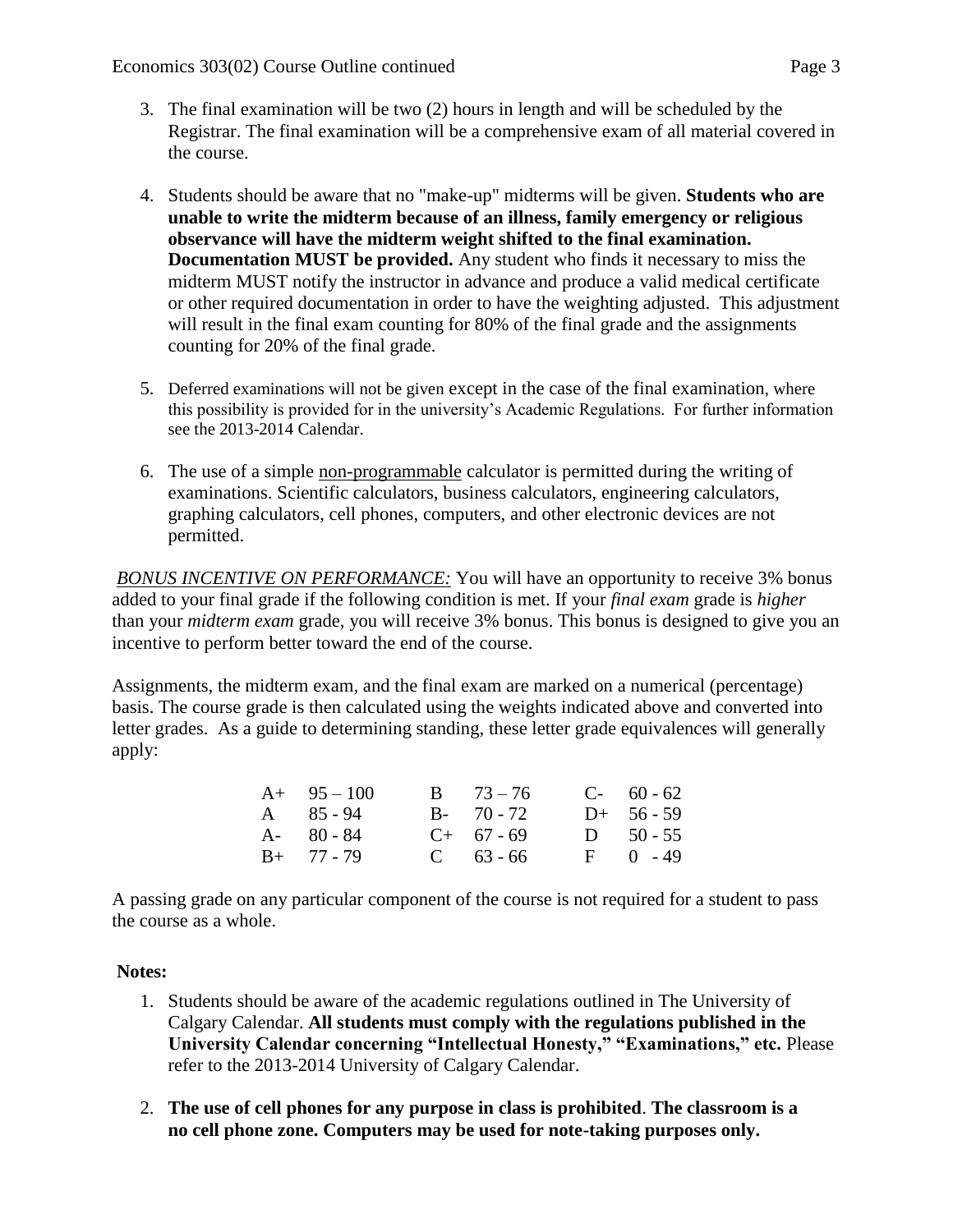3. The final examination will be two (2) hours in length and will be scheduled by the Registrar. The final examination will be a comprehensive exam of all material covered in the course.

4. Students should be aware that no "make-up" midterms will be given. **Students who are unable to write the midterm because of an illness, family emergency or religious observance will have the midterm weight shifted to the final examination. Documentation MUST be provided.** Any student who finds it necessary to miss the midterm MUST notify the instructor in advance and produce a valid medical certificate or other required documentation in order to have the weighting adjusted. This adjustment will result in the final exam counting for 80% of the final grade and the assignments counting for 20% of the final grade.

5. Deferred examinations will not be given except in the case of the final examination, where this possibility is provided for in the university's Academic Regulations. For further information see the 2013-2014 Calendar.

6. The use of a simple <u>non-programmable</u> calculator is permitted during the writing of examinations. Scientific calculators, business calculators, engineering calculators, graphing calculators, cell phones, computers, and other electronic devices are not permitted.

<u>*BONUS INCENTIVE ON PERFORMANCE:*</u> You will have an opportunity to receive 3% bonus added to your final grade if the following condition is met. If your *final exam* grade is *higher* than your *midterm exam* grade, you will receive 3% bonus. This bonus is designed to give you an incentive to perform better toward the end of the course.

Assignments, the midterm exam, and the final exam are marked on a numerical (percentage) basis. The course grade is then calculated using the weights indicated above and converted into letter grades. As a guide to determining standing, these letter grade equivalences will generally apply:

| | | | | | |
|---|---|---|---|---|---|
| A+ | 95 – 100 | B | 73 – 76 | C- | 60 - 62 |
| A | 85 - 94 | B- | 70 - 72 | D+ | 56 - 59 |
| A- | 80 - 84 | C+ | 67 - 69 | D | 50 - 55 |
| B+ | 77 - 79 | C | 63 - 66 | F | 0 - 49 |

A passing grade on any particular component of the course is not required for a student to pass the course as a whole.

**Notes:**

1. Students should be aware of the academic regulations outlined in The University of Calgary Calendar. **All students must comply with the regulations published in the University Calendar concerning "Intellectual Honesty," "Examinations," etc.** Please refer to the 2013-2014 University of Calgary Calendar.

2. **The use of cell phones for any purpose in class is prohibited**. **The classroom is a no cell phone zone. Computers may be used for note-taking purposes only.**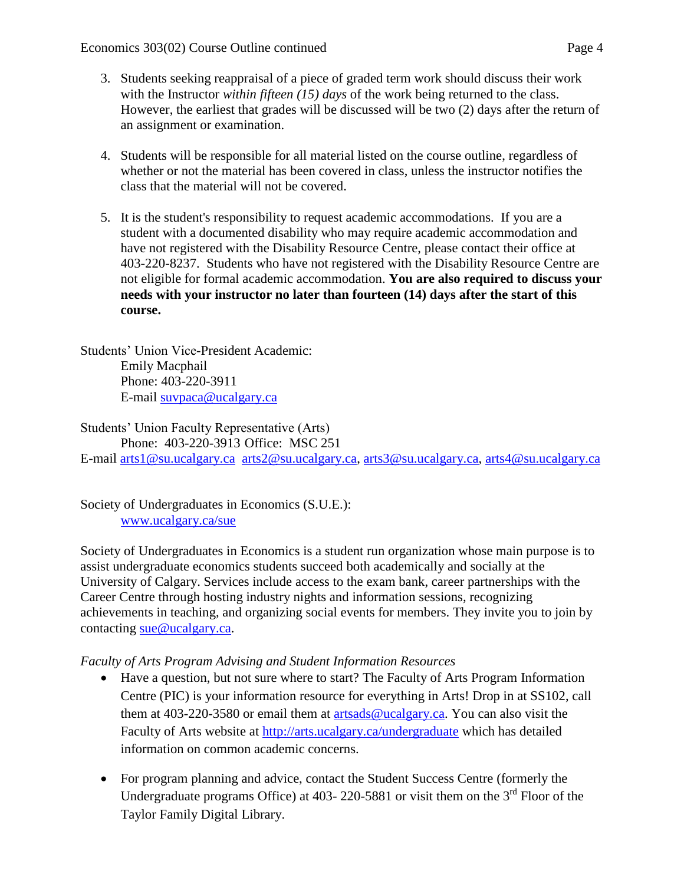3. Students seeking reappraisal of a piece of graded term work should discuss their work with the Instructor *within fifteen (15) days* of the work being returned to the class. However, the earliest that grades will be discussed will be two (2) days after the return of an assignment or examination.

4. Students will be responsible for all material listed on the course outline, regardless of whether or not the material has been covered in class, unless the instructor notifies the class that the material will not be covered.

5. It is the student's responsibility to request academic accommodations. If you are a student with a documented disability who may require academic accommodation and have not registered with the Disability Resource Centre, please contact their office at 403-220-8237. Students who have not registered with the Disability Resource Centre are not eligible for formal academic accommodation. **You are also required to discuss your needs with your instructor no later than fourteen (14) days after the start of this course.**

Students' Union Vice-President Academic:
Emily Macphail
Phone: 403-220-3911
E-mail suvpaca@ucalgary.ca

Students' Union Faculty Representative (Arts)
Phone: 403-220-3913 Office: MSC 251
E-mail arts1@su.ucalgary.ca arts2@su.ucalgary.ca, arts3@su.ucalgary.ca, arts4@su.ucalgary.ca

Society of Undergraduates in Economics (S.U.E.):
www.ucalgary.ca/sue

Society of Undergraduates in Economics is a student run organization whose main purpose is to assist undergraduate economics students succeed both academically and socially at the University of Calgary. Services include access to the exam bank, career partnerships with the Career Centre through hosting industry nights and information sessions, recognizing achievements in teaching, and organizing social events for members. They invite you to join by contacting sue@ucalgary.ca.

*Faculty of Arts Program Advising and Student Information Resources*

- Have a question, but not sure where to start? The Faculty of Arts Program Information Centre (PIC) is your information resource for everything in Arts! Drop in at SS102, call them at 403-220-3580 or email them at artsads@ucalgary.ca. You can also visit the Faculty of Arts website at http://arts.ucalgary.ca/undergraduate which has detailed information on common academic concerns.

- For program planning and advice, contact the Student Success Centre (formerly the Undergraduate programs Office) at 403- 220-5881 or visit them on the 3rd Floor of the Taylor Family Digital Library.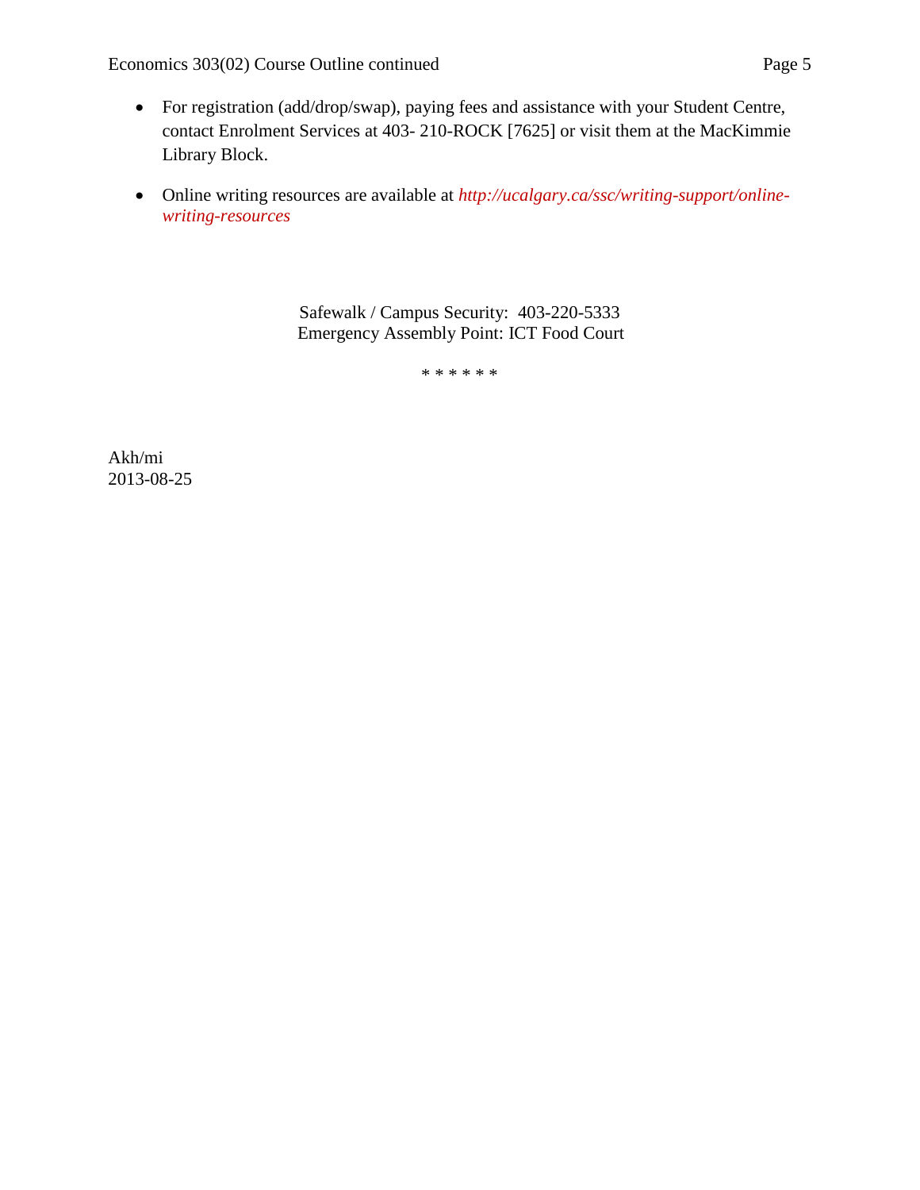- For registration (add/drop/swap), paying fees and assistance with your Student Centre, contact Enrolment Services at 403- 210-ROCK [7625] or visit them at the MacKimmie Library Block.

- Online writing resources are available at *http://ucalgary.ca/ssc/writing-support/online-writing-resources*

Safewalk / Campus Security: 403-220-5333
Emergency Assembly Point: ICT Food Court

\* \* \* \* \* \*

Akh/mi
2013-08-25